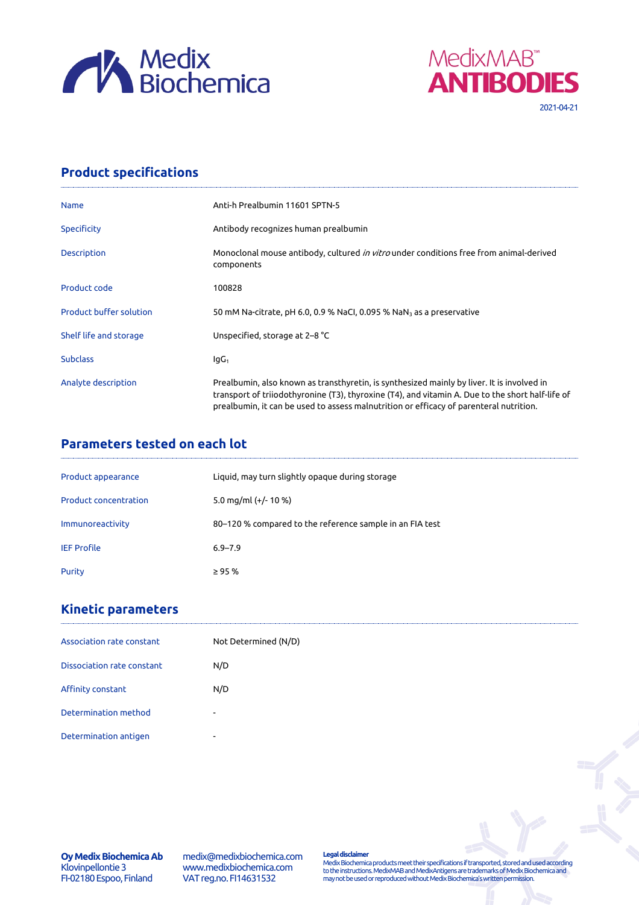Medix Biochemica

MedixMAB™ ANTIBODIES

2021-04-21

## Product specifications

| | |
|---|---|
| Name | Anti-h Prealbumin 11601 SPTN-5 |
| Specificity | Antibody recognizes human prealbumin |
| Description | Monoclonal mouse antibody, cultured *in vitro* under conditions free from animal-derived components |
| Product code | 100828 |
| Product buffer solution | 50 mM Na-citrate, pH 6.0, 0.9 % NaCl, 0.095 % $NaN_3$ as a preservative |
| Shelf life and storage | Unspecified, storage at 2–8 °C |
| Subclass | $IgG_1$ |
| Analyte description | Prealbumin, also known as transthyretin, is synthesized mainly by liver. It is involved in transport of triiodothyronine (T3), thyroxine (T4), and vitamin A. Due to the short half-life of prealbumin, it can be used to assess malnutrition or efficacy of parenteral nutrition. |

## Parameters tested on each lot

| | |
|---|---|
| Product appearance | Liquid, may turn slightly opaque during storage |
| Product concentration | 5.0 mg/ml (+/- 10 %) |
| Immunoreactivity | 80–120 % compared to the reference sample in an FIA test |
| IEF Profile | 6.9–7.9 |
| Purity | ≥ 95 % |

## Kinetic parameters

| | |
|---|---|
| Association rate constant | Not Determined (N/D) |
| Dissociation rate constant | N/D |
| Affinity constant | N/D |
| Determination method | - |
| Determination antigen | - |

**Oy Medix Biochemica Ab**
Klovinpellontie 3
FI-02180 Espoo, Finland

medix@medixbiochemica.com
www.medixbiochemica.com
VAT reg.no. FI14631532

**Legal disclaimer**
Medix Biochemica products meet their specifications if transported, stored and used according to the instructions. MedixMAB and MedixAntigens are trademarks of Medix Biochemica and may not be used or reproduced without Medix Biochemica's written permission.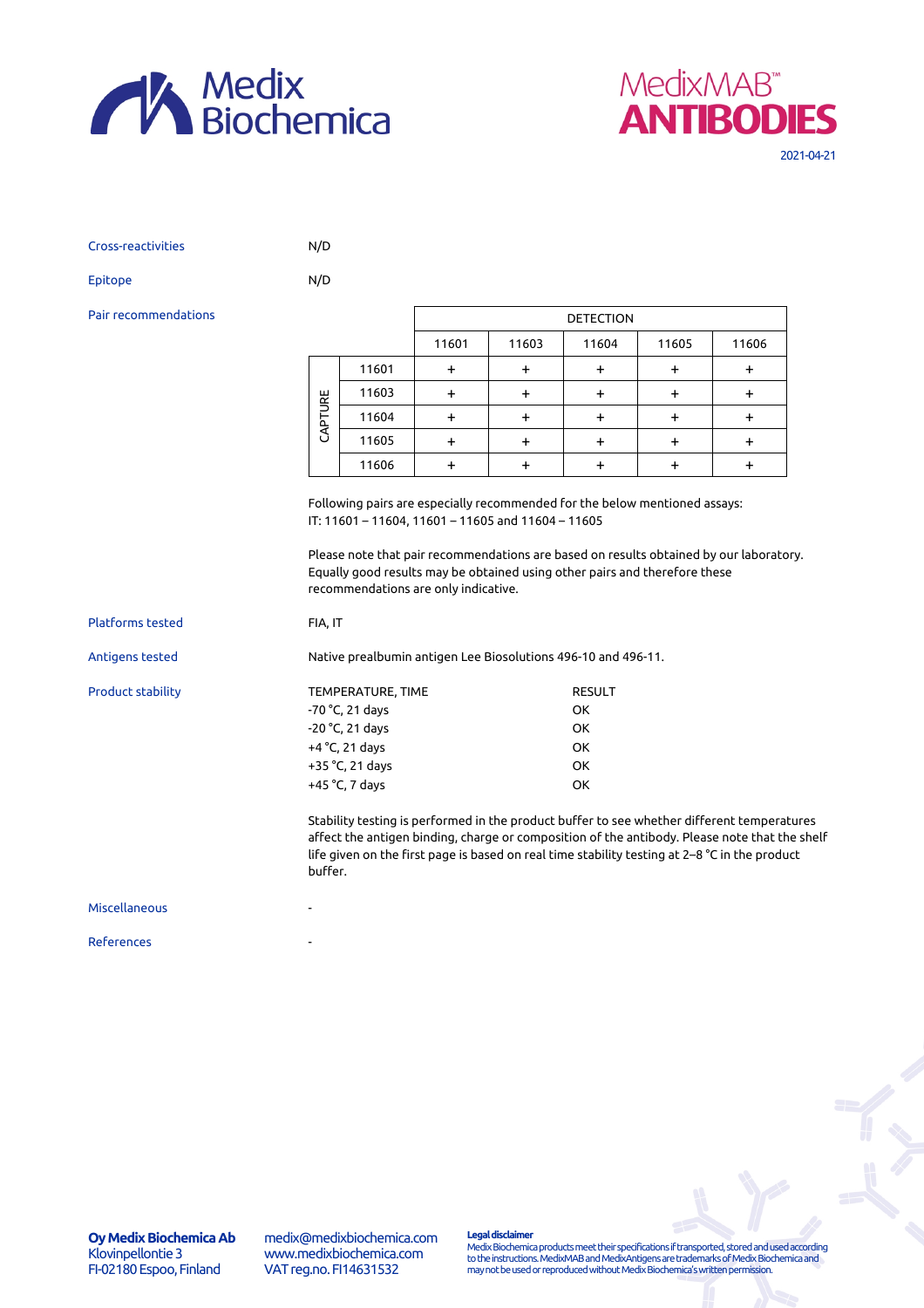Medix Biochemica

MedixMAB™ ANTIBODIES

2021-04-21

**Cross-reactivities** N/D

**Epitope** N/D

**Pair recommendations**

| | | DETECTION | | | | |
|---|---|---|---|---|---|---|
| | | 11601 | 11603 | 11604 | 11605 | 11606 |
| CAPTURE | 11601 | + | + | + | + | + |
| | 11603 | + | + | + | + | + |
| | 11604 | + | + | + | + | + |
| | 11605 | + | + | + | + | + |
| | 11606 | + | + | + | + | + |

Following pairs are especially recommended for the below mentioned assays:
IT: 11601 – 11604, 11601 – 11605 and 11604 – 11605

Please note that pair recommendations are based on results obtained by our laboratory. Equally good results may be obtained using other pairs and therefore these recommendations are only indicative.

**Platforms tested** FIA, IT

**Antigens tested** Native prealbumin antigen Lee Biosolutions 496-10 and 496-11.

**Product stability**

| TEMPERATURE, TIME | RESULT |
|---|---|
| -70 °C, 21 days | OK |
| -20 °C, 21 days | OK |
| +4 °C, 21 days | OK |
| +35 °C, 21 days | OK |
| +45 °C, 7 days | OK |

Stability testing is performed in the product buffer to see whether different temperatures affect the antigen binding, charge or composition of the antibody. Please note that the shelf life given on the first page is based on real time stability testing at 2–8 °C in the product buffer.

**Miscellaneous** -

**References** -

**Oy Medix Biochemica Ab**
Klovinpellontie 3
FI-02180 Espoo, Finland

medix@medixbiochemica.com
www.medixbiochemica.com
VAT reg.no. FI14631532

**Legal disclaimer**
Medix Biochemica products meet their specifications if transported, stored and used according to the instructions. MedixMAB and MedixAntigens are trademarks of Medix Biochemica and may not be used or reproduced without Medix Biochemica's written permission.